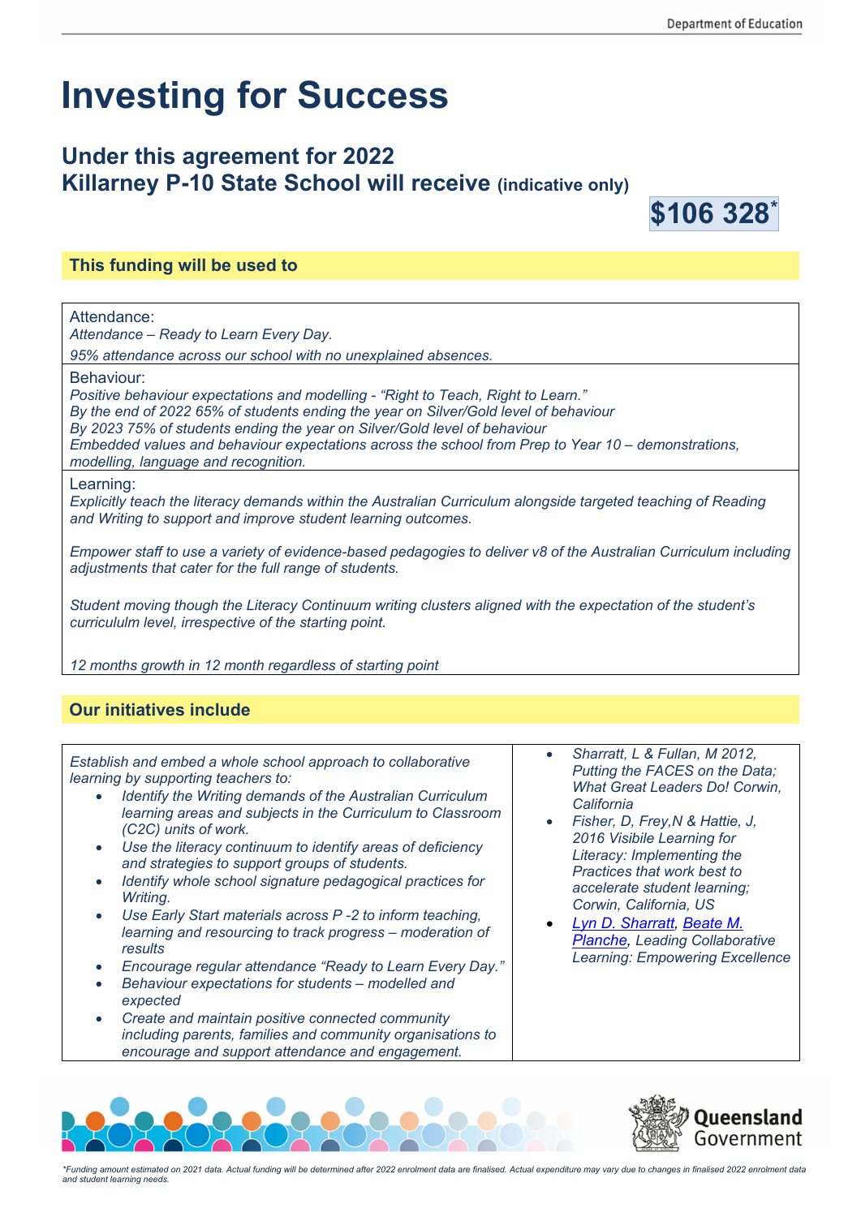# Investing for Success

## Under this agreement for 2022 Killarney P-10 State School will receive (indicative only)

**$106 328***

### This funding will be used to

Attendance:
*Attendance – Ready to Learn Every Day.*
*95% attendance across our school with no unexplained absences.*

Behaviour:
*Positive behaviour expectations and modelling - "Right to Teach, Right to Learn."*
*By the end of 2022 65% of students ending the year on Silver/Gold level of behaviour*
*By 2023 75% of students ending the year on Silver/Gold level of behaviour*
*Embedded values and behaviour expectations across the school from Prep to Year 10 – demonstrations, modelling, language and recognition.*

Learning:
*Explicitly teach the literacy demands within the Australian Curriculum alongside targeted teaching of Reading and Writing to support and improve student learning outcomes.*

*Empower staff to use a variety of evidence-based pedagogies to deliver v8 of the Australian Curriculum including adjustments that cater for the full range of students.*

*Student moving though the Literacy Continuum writing clusters aligned with the expectation of the student's curricululm level, irrespective of the starting point.*

*12 months growth in 12 month regardless of starting point*

### Our initiatives include

*Establish and embed a whole school approach to collaborative learning by supporting teachers to:*

- *Identify the Writing demands of the Australian Curriculum learning areas and subjects in the Curriculum to Classroom (C2C) units of work.*
- *Use the literacy continuum to identify areas of deficiency and strategies to support groups of students.*
- *Identify whole school signature pedagogical practices for Writing.*
- *Use Early Start materials across P -2 to inform teaching, learning and resourcing to track progress – moderation of results*
- *Encourage regular attendance "Ready to Learn Every Day."*
- *Behaviour expectations for students – modelled and expected*
- *Create and maintain positive connected community including parents, families and community organisations to encourage and support attendance and engagement.*

- *Sharratt, L & Fullan, M 2012, Putting the FACES on the Data; What Great Leaders Do! Corwin, California*
- *Fisher, D, Frey,N & Hattie, J, 2016 Visibile Learning for Literacy: Implementing the Practices that work best to accelerate student learning; Corwin, California, US*
- *Lyn D. Sharratt, Beate M. Planche, Leading Collaborative Learning: Empowering Excellence*

*Funding amount estimated on 2021 data. Actual funding will be determined after 2022 enrolment data are finalised. Actual expenditure may vary due to changes in finalised 2022 enrolment data and student learning needs.*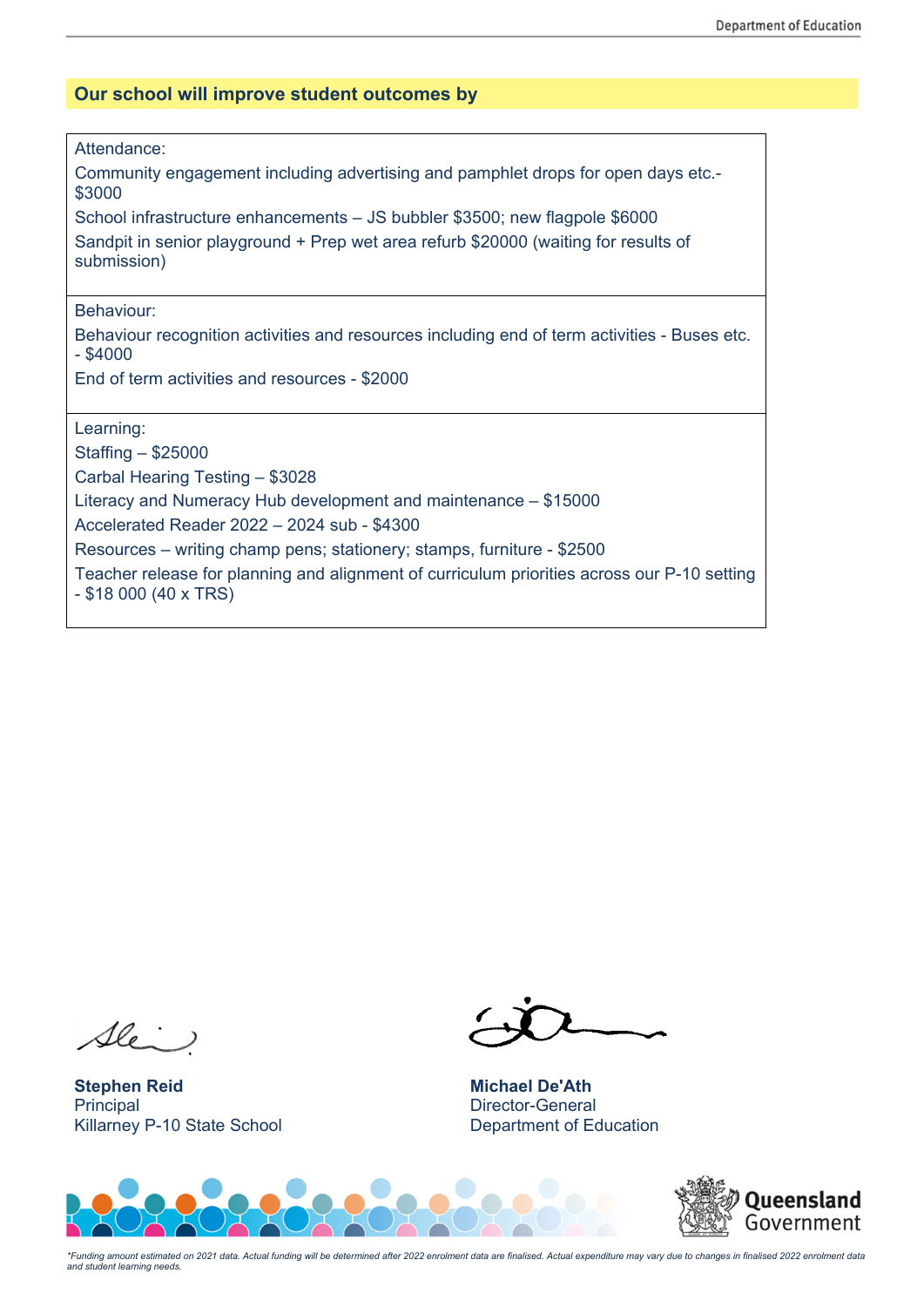## Our school will improve student outcomes by

| |
|---|
| Attendance:<br>Community engagement including advertising and pamphlet drops for open days etc.- $3000<br>School infrastructure enhancements – JS bubbler $3500; new flagpole $6000<br>Sandpit in senior playground + Prep wet area refurb $20000 (waiting for results of submission) |
| Behaviour:<br>Behaviour recognition activities and resources including end of term activities - Buses etc. - $4000<br>End of term activities and resources - $2000 |
| Learning:<br>Staffing – $25000<br>Carbal Hearing Testing – $3028<br>Literacy and Numeracy Hub development and maintenance – $15000<br>Accelerated Reader 2022 – 2024 sub - $4300<br>Resources – writing champ pens; stationery; stamps, furniture - $2500<br>Teacher release for planning and alignment of curriculum priorities across our P-10 setting - $18 000 (40 x TRS) |

**Stephen Reid**
Principal
Killarney P-10 State School

**Michael De'Ath**
Director-General
Department of Education

*\*Funding amount estimated on 2021 data. Actual funding will be determined after 2022 enrolment data are finalised. Actual expenditure may vary due to changes in finalised 2022 enrolment data and student learning needs.*